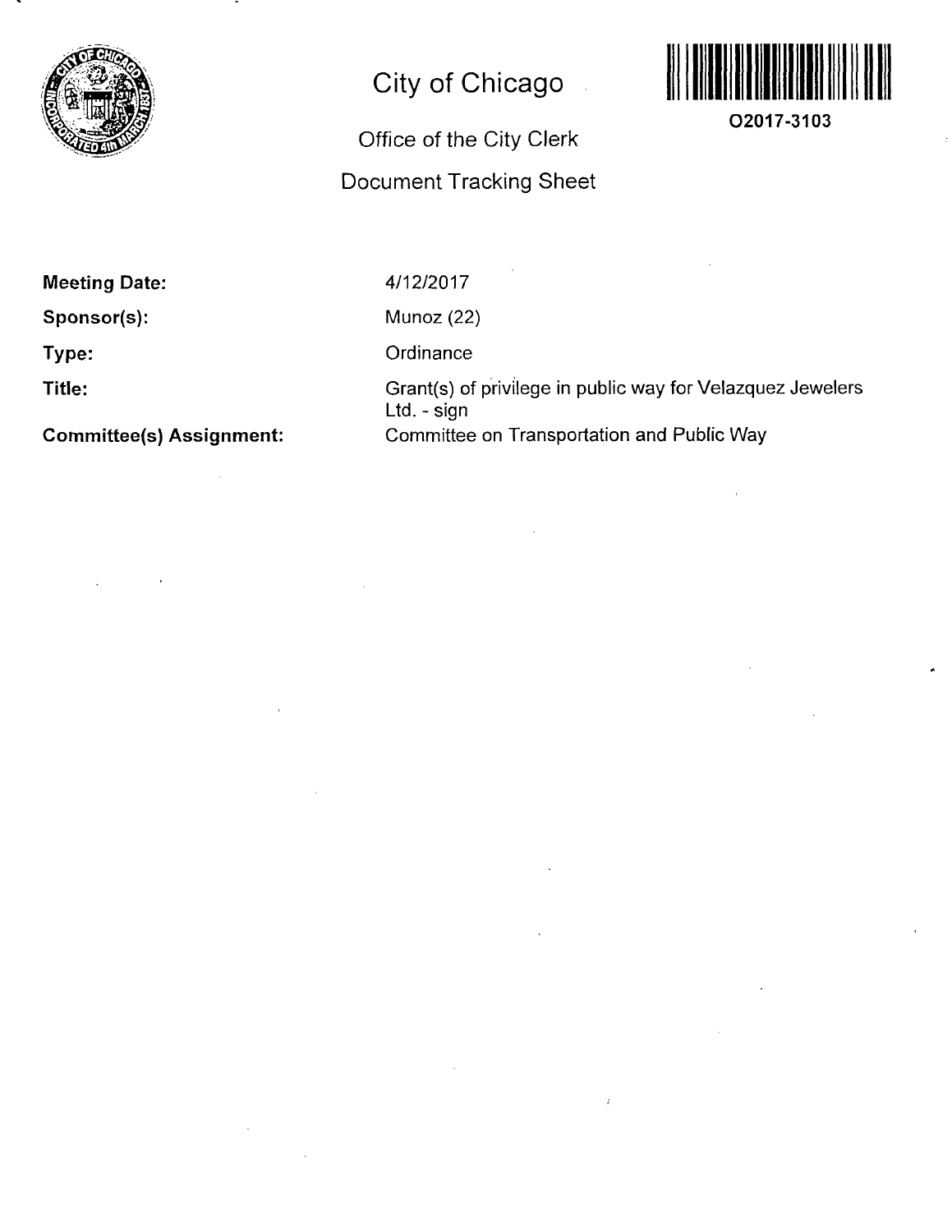# City of Chicago

## Office of the City Clerk

## Document Tracking Sheet

O2017-3103

| | |
|---|---|
| **Meeting Date:** | 4/12/2017 |
| **Sponsor(s):** | Munoz (22) |
| **Type:** | Ordinance |
| **Title:** | Grant(s) of privilege in public way for Velazquez Jewelers Ltd. - sign |
| **Committee(s) Assignment:** | Committee on Transportation and Public Way |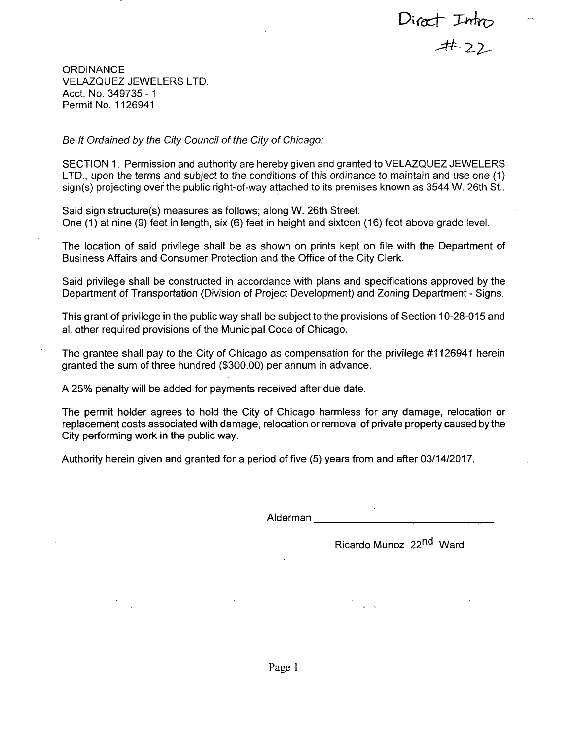Direct Intro #22

ORDINANCE
VELAZQUEZ JEWELERS LTD.
Acct. No. 349735 - 1
Permit No. 1126941

*Be It Ordained by the City Council of the City of Chicago:*

SECTION 1. Permission and authority are hereby given and granted to VELAZQUEZ JEWELERS LTD., upon the terms and subject to the conditions of this ordinance to maintain and use one (1) sign(s) projecting over the public right-of-way attached to its premises known as 3544 W. 26th St..

Said sign structure(s) measures as follows; along W. 26th Street:
One (1) at nine (9) feet in length, six (6) feet in height and sixteen (16) feet above grade level.

The location of said privilege shall be as shown on prints kept on file with the Department of Business Affairs and Consumer Protection and the Office of the City Clerk.

Said privilege shall be constructed in accordance with plans and specifications approved by the Department of Transportation (Division of Project Development) and Zoning Department - Signs.

This grant of privilege in the public way shall be subject to the provisions of Section 10-28-015 and all other required provisions of the Municipal Code of Chicago.

The grantee shall pay to the City of Chicago as compensation for the privilege #1126941 herein granted the sum of three hundred ($300.00) per annum in advance.

A 25% penalty will be added for payments received after due date.

The permit holder agrees to hold the City of Chicago harmless for any damage, relocation or replacement costs associated with damage, relocation or removal of private property caused by the City performing work in the public way.

Authority herein given and granted for a period of five (5) years from and after 03/14/2017.

Alderman ______________________________

Ricardo Munoz 22nd Ward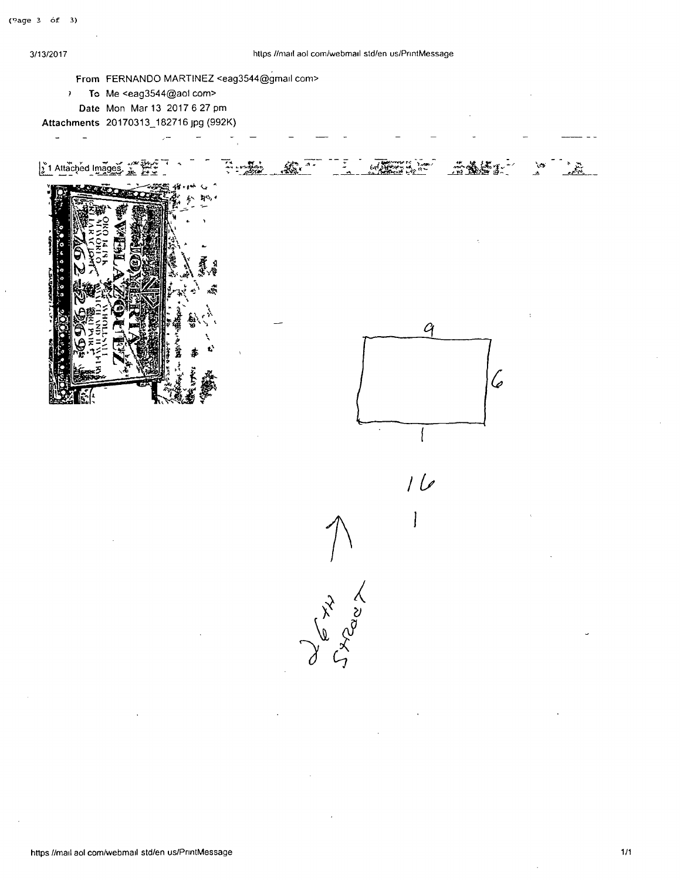3/13/2017

https //mail aol com/webmail std/en us/PrintMessage

**From** FERNANDO MARTINEZ <eag3544@gmail com>

**To** Me <eag3544@aol com>

**Date** Mon Mar 13 2017 6 27 pm

**Attachments** 20170313_182716 jpg (992K)

1 Attached Images

JOYERIA
VELAZQUEZ
ORO 14 K
AL MAYOREO
Y AL MENUDEO
RELOJES
WHOLESALE
AND RETAIL
REPAIR
762-2969

9

6

1

16

1

26th Street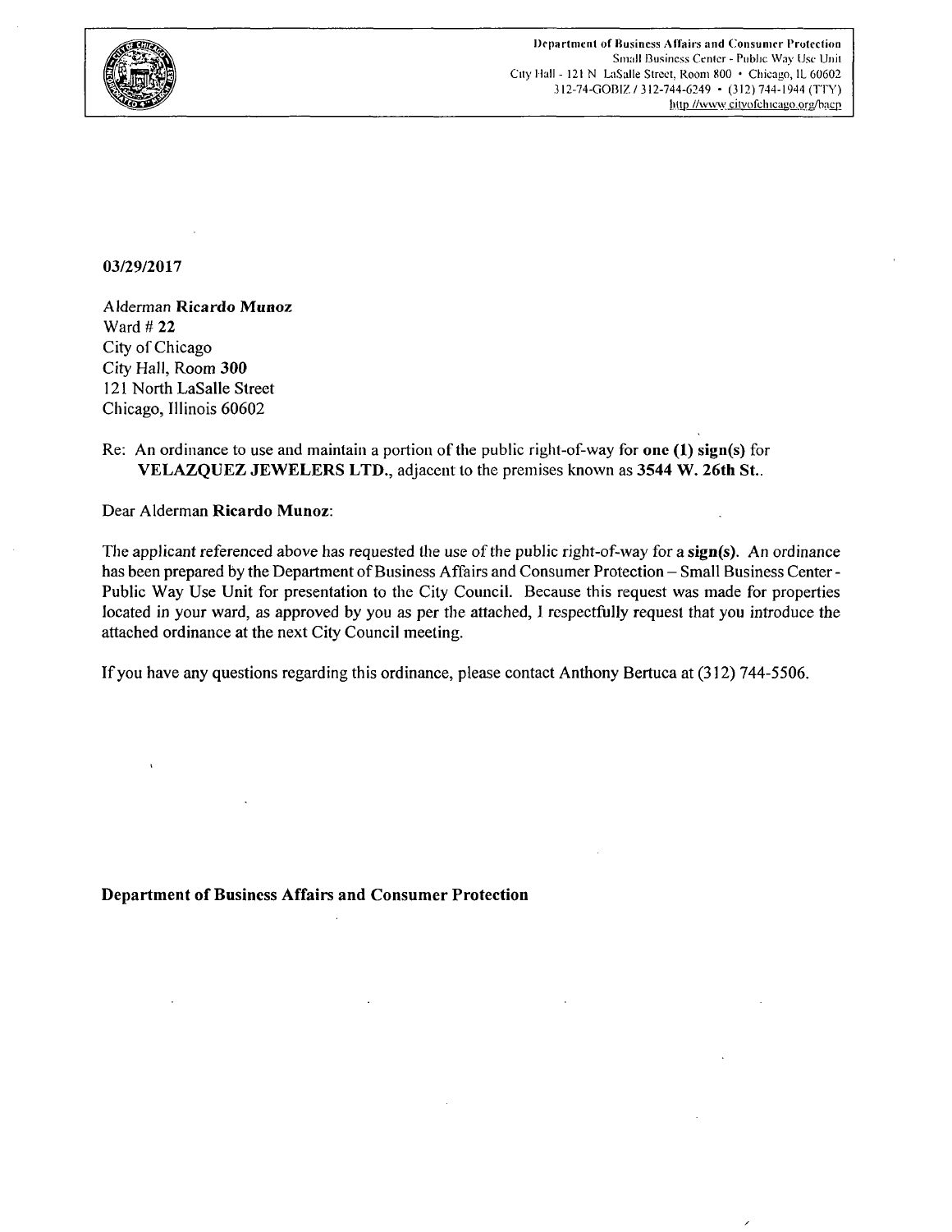**Department of Business Affairs and Consumer Protection**
Small Business Center - Public Way Use Unit
City Hall - 121 N LaSalle Street, Room 800 • Chicago, IL 60602
312-74-GOBIZ / 312-744-6249 • (312) 744-1944 (TTY)
http //www.cityofchicago.org/bacp

**03/29/2017**

Alderman **Ricardo Munoz**
Ward # **22**
City of Chicago
City Hall, Room **300**
121 North LaSalle Street
Chicago, Illinois 60602

Re: An ordinance to use and maintain a portion of the public right-of-way for **one (1) sign(s)** for **VELAZQUEZ JEWELERS LTD.**, adjacent to the premises known as **3544 W. 26th St.**.

Dear Alderman **Ricardo Munoz**:

The applicant referenced above has requested the use of the public right-of-way for a **sign(s)**. An ordinance has been prepared by the Department of Business Affairs and Consumer Protection – Small Business Center - Public Way Use Unit for presentation to the City Council. Because this request was made for properties located in your ward, as approved by you as per the attached, I respectfully request that you introduce the attached ordinance at the next City Council meeting.

If you have any questions regarding this ordinance, please contact Anthony Bertuca at (312) 744-5506.

**Department of Business Affairs and Consumer Protection**